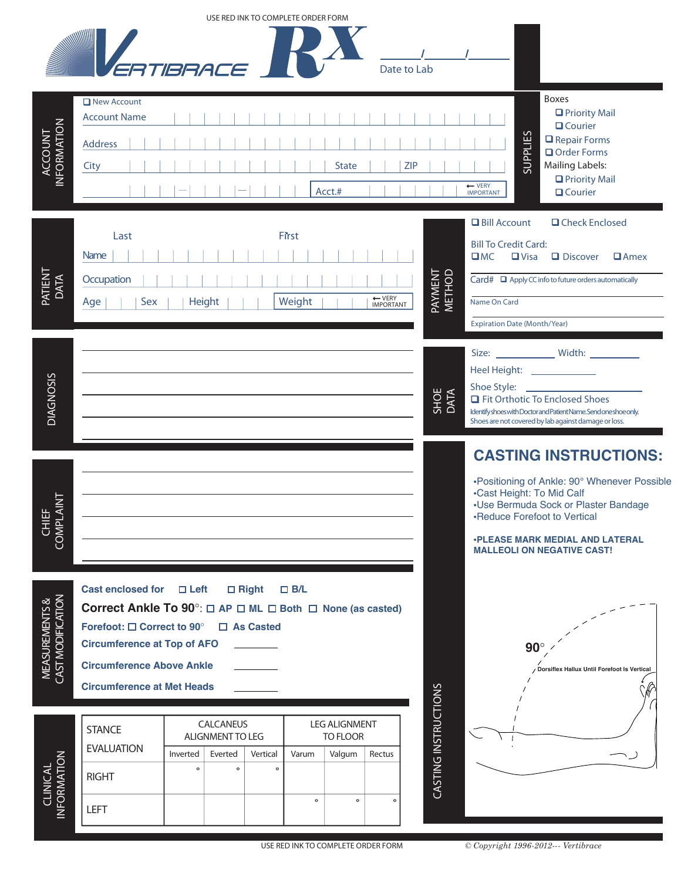USE RED INK TO COMPLETE ORDER FORM

# VERTIBRACE RX

___/___/___ Date to Lab

## ACCOUNT INFORMATION

- ☐ New Account
- Account Name
- Address
- City
- State
- ZIP
- Acct.# ← VERY IMPORTANT

## SUPPLIES

Boxes
- ☐ Priority Mail
- ☐ Courier
- ☐ Repair Forms
- ☐ Order Forms

Mailing Labels:
- ☐ Priority Mail
- ☐ Courier

## PATIENT DATA

- Name: Last / First
- Occupation
- Age
- Sex
- Height
- Weight ← VERY IMPORTANT

## PAYMENT METHOD

☐ Bill Account ☐ Check Enclosed

Bill To Credit Card: ☐ MC ☐ Visa ☐ Discover ☐ Amex

Card# ☐ Apply CC info to future orders automatically

Name On Card

Expiration Date (Month/Year)

## DIAGNOSIS

## SHOE DATA

Size: ________ Width: ________

Heel Height: ________

Shoe Style: ________

☐ Fit Orthotic To Enclosed Shoes

Identify shoes with Doctor and Patient Name. Send one shoe only. Shoes are not covered by lab against damage or loss.

## CHIEF COMPLAINT

## CASTING INSTRUCTIONS:

- •Positioning of Ankle: 90° Whenever Possible
- •Cast Height: To Mid Calf
- •Use Bermuda Sock or Plaster Bandage
- •Reduce Forefoot to Vertical

**•PLEASE MARK MEDIAL AND LATERAL MALLEOLI ON NEGATIVE CAST!**

90°

Dorsiflex Hallux Until Forefoot Is Vertical

## MEASUREMENTS & CAST MODIFICATION

**Cast enclosed for** ☐ **Left** ☐ **Right** ☐ **B/L**

**Correct Ankle To 90°:** ☐ **AP** ☐ **ML** ☐ **Both** ☐ **None (as casted)**

**Forefoot:** ☐ **Correct to 90°** ☐ **As Casted**

**Circumference at Top of AFO** ________

**Circumference Above Ankle** ________

**Circumference at Met Heads** ________

## CLINICAL INFORMATION

| STANCE EVALUATION | CALCANEUS ALIGNMENT TO LEG | | | LEG ALIGNMENT TO FLOOR | | |
|---|---|---|---|---|---|---|
| | Inverted | Everted | Vertical | Varum | Valgum | Rectus |
| RIGHT | ° | ° | ° | | | |
| LEFT | | | | ° | ° | ° |

USE RED INK TO COMPLETE ORDER FORM

© Copyright 1996-2012--- Vertibrace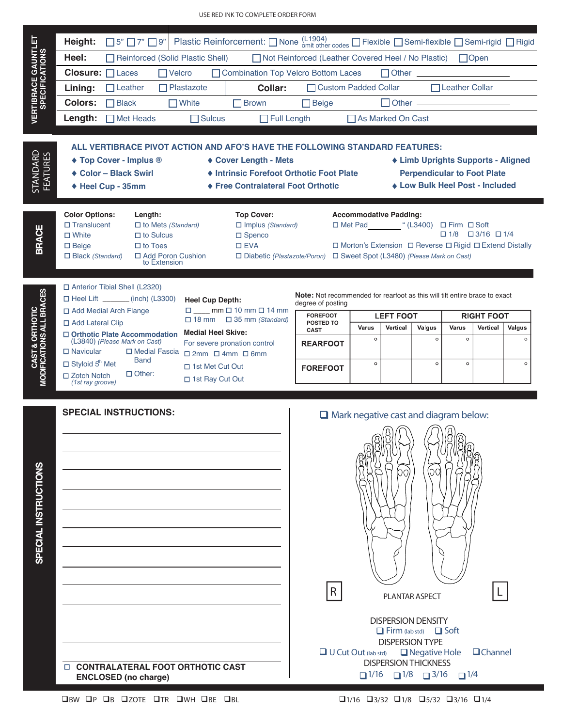USE RED INK TO COMPLETE ORDER FORM

## VERTIBRACE GAUNTLET SPECIFICATIONS

**Height:** ☐ 5" ☐ 7" ☐ 9" | Plastic Reinforcement: ☐ None (L1904) omit other codes ☐ Flexible ☐ Semi-flexible ☐ Semi-rigid ☐ Rigid

**Heel:** ☐ Reinforced (Solid Plastic Shell) ☐ Not Reinforced (Leather Covered Heel / No Plastic) ☐ Open

**Closure:** ☐ Laces ☐ Velcro ☐ Combination Top Velcro Bottom Laces ☐ Other ______________

**Lining:** ☐ Leather ☐ Plastazote | **Collar:** ☐ Custom Padded Collar ☐ Leather Collar

**Colors:** ☐ Black ☐ White ☐ Brown ☐ Beige ☐ Other ______________

**Length:** ☐ Met Heads ☐ Sulcus ☐ Full Length ☐ As Marked On Cast

## STANDARD FEATURES

**ALL VERTIBRACE PIVOT ACTION AND AFO'S HAVE THE FOLLOWING STANDARD FEATURES:**

- ♦ Top Cover - Implus ®
- ♦ Color – Black Swirl
- ♦ Heel Cup - 35mm
- ♦ Cover Length - Mets
- ♦ Intrinsic Forefoot Orthotic Foot Plate
- ♦ Free Contralateral Foot Orthotic
- ♦ Limb Uprights Supports - Aligned Perpendicular to Foot Plate
- ♦ Low Bulk Heel Post - Included

## BRACE

**Color Options:**
- ☐ Translucent
- ☐ White
- ☐ Beige
- ☐ Black *(Standard)*

**Length:**
- ☐ to Mets *(Standard)*
- ☐ to Sulcus
- ☐ to Toes
- ☐ Add Poron Cushion to Extension

**Top Cover:**
- ☐ Implus *(Standard)*
- ☐ Spenco
- ☐ EVA
- ☐ Diabetic *(Plastazote/Poron)*

**Accommodative Padding:**
- ☐ Met Pad ________ " (L3400) ☐ Firm ☐ Soft ☐ 1/8 ☐ 3/16 ☐ 1/4
- ☐ Morton's Extension ☐ Reverse ☐ Rigid ☐ Extend Distally
- ☐ Sweet Spot (L3480) *(Please Mark on Cast)*

## CAST & ORTHOTIC MODIFICATIONS ALL BRACES

- ☐ Anterior Tibial Shell (L2320)
- ☐ Heel Lift _______ (inch) (L3300)
- ☐ Add Medial Arch Flange
- ☐ Add Lateral Clip
- ☐ **Orthotic Plate Accommodation** (L3840) *(Please Mark on Cast)*
- ☐ Navicular
- ☐ Medial Fascia Band
- ☐ Styloid 5th Met
- ☐ Zotch Notch *(1st ray groove)*
- ☐ Other:

**Heel Cup Depth:**
☐ ____ mm ☐ 10 mm ☐ 14 mm ☐ 18 mm ☐ 35 mm *(Standard)*

**Medial Heel Skive:**
For severe pronation control
☐ 2mm ☐ 4mm ☐ 6mm

- ☐ 1st Met Cut Out
- ☐ 1st Ray Cut Out

**Note:** Not recommended for rearfoot as this will tilt entire brace to exact degree of posting

| FOREFOOT POSTED TO CAST | LEFT FOOT | | | RIGHT FOOT | | |
|---|---|---|---|---|---|---|
| | Varus | Vertical | Valgus | Varus | Vertical | Valgus |
| **REARFOOT** | ° | | ° | ° | | ° |
| **FOREFOOT** | ° | | ° | ° | | ° |

## SPECIAL INSTRUCTIONS

**SPECIAL INSTRUCTIONS:**

______________________________________________

______________________________________________

______________________________________________

______________________________________________

______________________________________________

______________________________________________

______________________________________________

______________________________________________

______________________________________________

______________________________________________

______________________________________________

______________________________________________

☐ **CONTRALATERAL FOOT ORTHOTIC CAST ENCLOSED (no charge)**

☐ Mark negative cast and diagram below:

R — PLANTAR ASPECT — L

DISPERSION DENSITY
☐ Firm (lab std) ☐ Soft

DISPERSION TYPE
☐ U Cut Out (lab std) ☐ Negative Hole ☐ Channel

DISPERSION THICKNESS
☐ 1/16 ☐ 1/8 ☐ 3/16 ☐ 1/4

☐BW ☐P ☐B ☐ZOTE ☐TR ☐WH ☐BE ☐BL

☐1/16 ☐3/32 ☐1/8 ☐5/32 ☐3/16 ☐1/4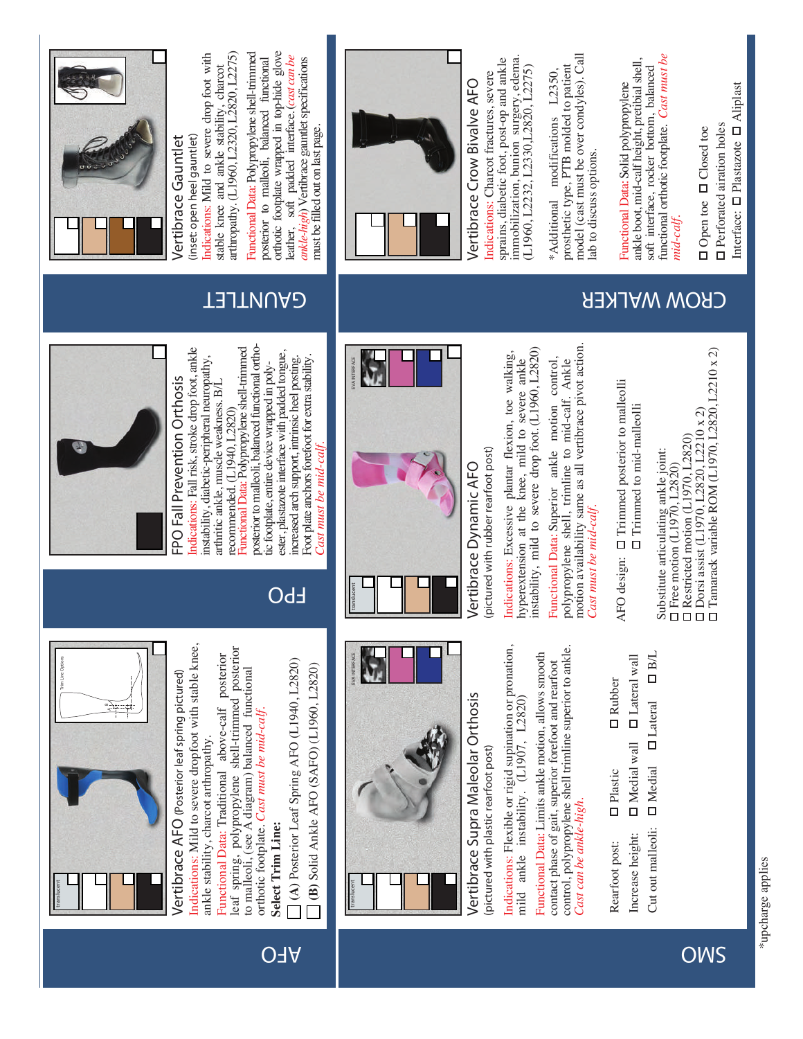## AFO

### Vertibrace AFO (Posterior leaf spring pictured)

Indications: Mild to severe dropfoot with stable knee, ankle stability, charcot arthropathy.

Functional Data: Traditional above-calf posterior leaf spring, polypropylene shell-trimmed posterior to malleoli, (see A diagram) balanced functional orthotic footplate. *Cast must be mid-calf.*

**Select Trim Line:**

☐ **(A)** Posterior Leaf Spring AFO (L1940, L2820)

☐ **(B)** Solid Ankle AFO (SAFO) (L1960, L2820)

## FPO

### FPO Fall Prevention Orthosis

Indications: Fall risk, stroke drop foot, ankle instability, diabetic-peripheral neuropathy, arthritic ankle, muscle weakness. B/L recommended. (L1940, L2820)

Functional Data: Polypropylene shell-trimmed posterior to malleoli, balanced functional orthotic footplate, entire device wrapped in polyester, plastazote interface with padded tongue, increased arch support, intrinsic heel posting. Foot plate anchors forefoot for extra stability. *Cast must be mid-calf.*

## GAUNTLET

### Vertibrace Gauntlet

(inset: open heel gauntlet)

Indications: Mild to severe drop foot with stable knee and ankle stability, charcot arthropathy. (L1960, L2320, L2820, L2275)

Functional Data: Polypropylene shell-trimmed posterior to malleoli, balanced functional orthotic footplate wrapped in top-hide glove leather, soft padded interface. (*cast can be ankle-high*) Vertibrace gauntlet specifications must be filled out on last page.

## SMO

### Vertibrace Supra Maleolar Orthosis

(pictured with plastic rearfoot post)

Indications: Flexible or rigid supination or pronation, mild ankle instability. (L1907, L2820)

Functional Data: Limits ankle motion, allows smooth contact phase of gait, superior forefoot and rearfoot control, polypropylene shell trimline superior to ankle. *Cast can be ankle-high.*

Rearfoot post: ☐ Plastic ☐ Rubber

Increase height: ☐ Medial wall ☐ Lateral wall

Cut out malleoli: ☐ Medial ☐ Lateral ☐ B/L

### Vertibrace Dynamic AFO

(pictured with rubber rearfoot post)

Indications: Excessive plantar flexion, toe walking, hyperextension at the knee, mild to severe ankle instability, mild to severe drop foot. (L1960, L2820)

Functional Data: Superior ankle motion control, polypropylene shell, trimline to mid-calf. Ankle motion availability same as all vertibrace pivot action. *Cast must be mid-calf.*

AFO design: ☐ Trimmed posterior to malleoli
☐ Trimmed to mid-malleoli

Substitute articulating ankle joint:

☐ Free motion (L1970, L2820)

☐ Restricted motion (L1970, L2820)

☐ Dorsi assist (L1970, L2820, L2210 x 2)

☐ Tamarack variable ROM (L1970, L2820, L2210 x 2)

## CROW WALKER

### Vertibrace Crow Bivalve AFO

Indications: Charcot fractures, severe sprains, diabetic foot, post-op and ankle immobilization, bunion surgery, edema. (L1960, L2232, L2330, L2820, L2275)

*Additional modifications L2350, prosthetic type, PTB molded to patient model (cast must be over condyles). Call lab to discuss options.

Functional Data: Solid polypropylene ankle boot, mid-calf height, pretibial shell, soft interface, rocker bottom, balanced functional orthotic footplate. *Cast must be mid-calf.*

☐ Open toe ☐ Closed toe

☐ Perforated airation holes

Interface: ☐ Plastazote ☐ Aliplast

*upcharge applies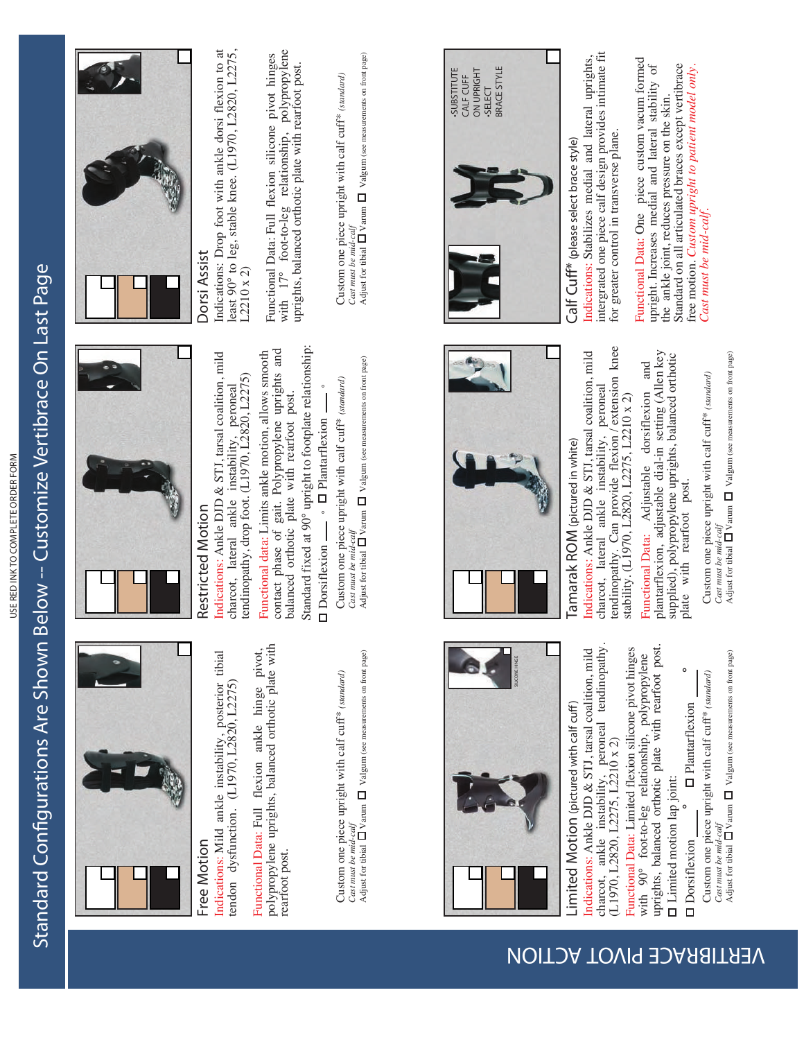USE RED INK TO COMPLETE ORDER FORM

# Standard Configurations Are Shown Below -- Customize Vertibrace On Last Page

VERTIBRACE PIVOT ACTION

## Free Motion

Indications: Mild ankle instability, posterior tibial tendon dysfunction. (L1970, L2820, L2275)

Functional Data: Full flexion ankle hinge pivot, polypropylene uprights, balanced orthotic plate with rearfoot post.

Custom one piece upright with calf cuff* *(standard)*
*Cast must be mid-calf*
Adjust for tibial ☐ Varum ☐ Valgum (see measurements on front page)

## Restricted Motion

Indications: Ankle DJD & STJ, tarsal coalition, mild charcot, lateral ankle instability, peroneal tendinopathy, drop foot. (L1970, L2820, L2275)

Functional data: Limits ankle motion, allows smooth contact phase of gait. Polypropylene uprights and balanced orthotic plate with rearfoot post.

Standard fixed at 90° upright to footplate relationship:

☐ Dorsiflexion ___ ° ☐ Plantarflexion ___ °

Custom one piece upright with calf cuff* *(standard)*
*Cast must be mid-calf*
Adjust for tibial ☐ Varum ☐ Valgum (see measurements on front page)

## Dorsi Assist

Indications: Drop foot with ankle dorsi flexion to at least 90° to leg, stable knee. (L1970, L2820, L2275, L2210 x 2)

Functional Data: Full flexion silicone pivot hinges with 17° foot-to-leg relationship, polypropylene uprights, balanced orthotic plate with rearfoot post.

Custom one piece upright with calf cuff* *(standard)*
*Cast must be mid-calf*
Adjust for tibial ☐ Varum ☐ Valgum (see measurements on front page)

## Limited Motion (pictured with calf cuff)

SILICONE HINGE

Indications: Ankle DJD & STJ, tarsal coalition, mild charcot, ankle instability, peroneal tendinopathy. (L1970, L2820, L2275, L2210 x 2)

Functional Data: Limited flexion silicone pivot hinges with 90° foot-to-leg relationship, polypropylene uprights, balanced orthotic plate with rearfoot post.

☐ Limited motion lap joint:

☐ Dorsiflexion ___ ° ☐ Plantarflexion ___ °

Custom one piece upright with calf cuff* *(standard)*
*Cast must be mid-calf*
Adjust for tibial ☐ Varum ☐ Valgum (see measurements on front page)

## Tamarak ROM (pictured in white)

Indications: Ankle DJD & STJ, tarsal coalition, mild charcot, lateral ankle instability, peroneal tendinopathy. Can provide flexion / extension knee stability. (L1970, L2820, L2275, L2210 x 2)

Functional Data: Adjustable dorsiflexion and plantarflexion, adjustable dial-in setting (Allen key supplied), polypropylene uprights, balanced orthotic plate with rearfoot post.

Custom one piece upright with calf cuff* *(standard)*
*Cast must be mid-calf*
Adjust for tibial ☐ Varum ☐ Valgum (see measurements on front page)

## Calf Cuff* (please select brace style)

•SUBSTITUTE CALF CUFF ON UPRIGHT
•SELECT BRACE STYLE

Indications: Stabilizes medial and lateral uprights, intergrated one piece calf design provides intimate fit for greater control in transverse plane.

Functional Data: One piece custom vacum formed upright. Increases medial and lateral stability of the ankle joint, reduces pressure on the skin. Standard on all articulated braces except vertibrace free motion. *Custom upright to patient model only. Cast must be mid-calf.*